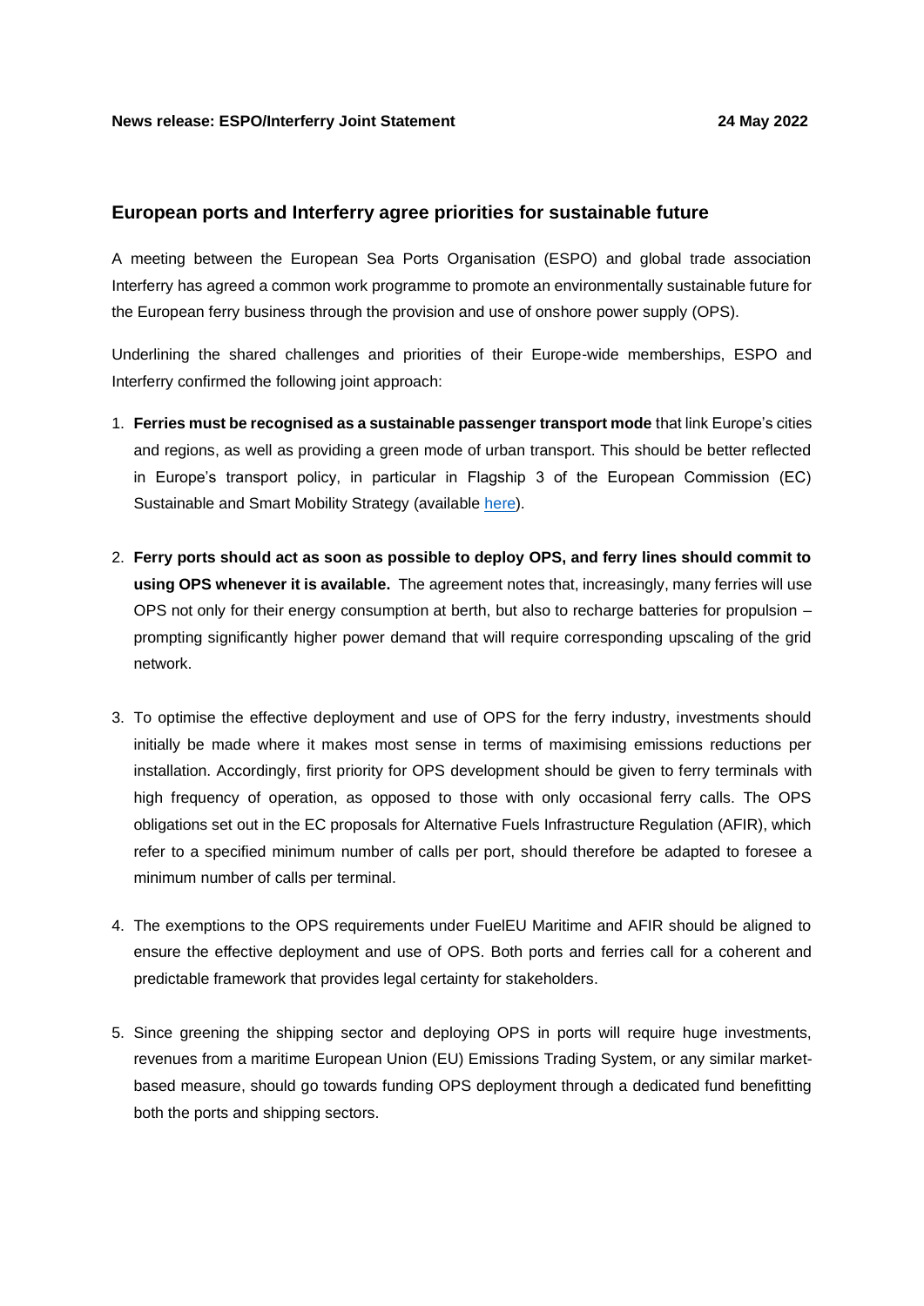**News release: ESPO/Interferry Joint Statement** **24 May 2022**

## European ports and Interferry agree priorities for sustainable future

A meeting between the European Sea Ports Organisation (ESPO) and global trade association Interferry has agreed a common work programme to promote an environmentally sustainable future for the European ferry business through the provision and use of onshore power supply (OPS).

Underlining the shared challenges and priorities of their Europe-wide memberships, ESPO and Interferry confirmed the following joint approach:

1. **Ferries must be recognised as a sustainable passenger transport mode** that link Europe's cities and regions, as well as providing a green mode of urban transport. This should be better reflected in Europe's transport policy, in particular in Flagship 3 of the European Commission (EC) Sustainable and Smart Mobility Strategy (available here).

2. **Ferry ports should act as soon as possible to deploy OPS, and ferry lines should commit to using OPS whenever it is available.** The agreement notes that, increasingly, many ferries will use OPS not only for their energy consumption at berth, but also to recharge batteries for propulsion – prompting significantly higher power demand that will require corresponding upscaling of the grid network.

3. To optimise the effective deployment and use of OPS for the ferry industry, investments should initially be made where it makes most sense in terms of maximising emissions reductions per installation. Accordingly, first priority for OPS development should be given to ferry terminals with high frequency of operation, as opposed to those with only occasional ferry calls. The OPS obligations set out in the EC proposals for Alternative Fuels Infrastructure Regulation (AFIR), which refer to a specified minimum number of calls per port, should therefore be adapted to foresee a minimum number of calls per terminal.

4. The exemptions to the OPS requirements under FuelEU Maritime and AFIR should be aligned to ensure the effective deployment and use of OPS. Both ports and ferries call for a coherent and predictable framework that provides legal certainty for stakeholders.

5. Since greening the shipping sector and deploying OPS in ports will require huge investments, revenues from a maritime European Union (EU) Emissions Trading System, or any similar market-based measure, should go towards funding OPS deployment through a dedicated fund benefitting both the ports and shipping sectors.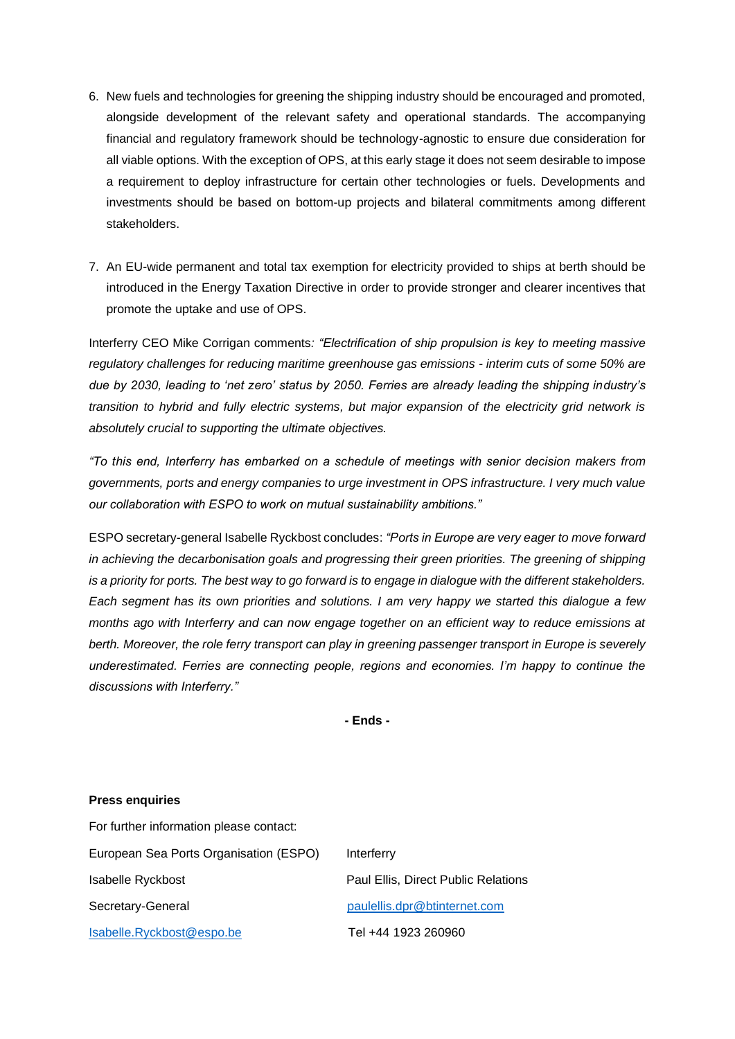6. New fuels and technologies for greening the shipping industry should be encouraged and promoted, alongside development of the relevant safety and operational standards. The accompanying financial and regulatory framework should be technology-agnostic to ensure due consideration for all viable options. With the exception of OPS, at this early stage it does not seem desirable to impose a requirement to deploy infrastructure for certain other technologies or fuels. Developments and investments should be based on bottom-up projects and bilateral commitments among different stakeholders.

7. An EU-wide permanent and total tax exemption for electricity provided to ships at berth should be introduced in the Energy Taxation Directive in order to provide stronger and clearer incentives that promote the uptake and use of OPS.

Interferry CEO Mike Corrigan comments: *"Electrification of ship propulsion is key to meeting massive regulatory challenges for reducing maritime greenhouse gas emissions - interim cuts of some 50% are due by 2030, leading to 'net zero' status by 2050. Ferries are already leading the shipping industry's transition to hybrid and fully electric systems, but major expansion of the electricity grid network is absolutely crucial to supporting the ultimate objectives.*

*"To this end, Interferry has embarked on a schedule of meetings with senior decision makers from governments, ports and energy companies to urge investment in OPS infrastructure. I very much value our collaboration with ESPO to work on mutual sustainability ambitions."*

ESPO secretary-general Isabelle Ryckbost concludes: *"Ports in Europe are very eager to move forward in achieving the decarbonisation goals and progressing their green priorities. The greening of shipping is a priority for ports. The best way to go forward is to engage in dialogue with the different stakeholders. Each segment has its own priorities and solutions. I am very happy we started this dialogue a few months ago with Interferry and can now engage together on an efficient way to reduce emissions at berth. Moreover, the role ferry transport can play in greening passenger transport in Europe is severely underestimated. Ferries are connecting people, regions and economies. I'm happy to continue the discussions with Interferry."*

**- Ends -**

**Press enquiries**

For further information please contact:

| | |
|---|---|
| European Sea Ports Organisation (ESPO) | Interferry |
| Isabelle Ryckbost | Paul Ellis, Direct Public Relations |
| Secretary-General | paulellis.dpr@btinternet.com |
| Isabelle.Ryckbost@espo.be | Tel +44 1923 260960 |